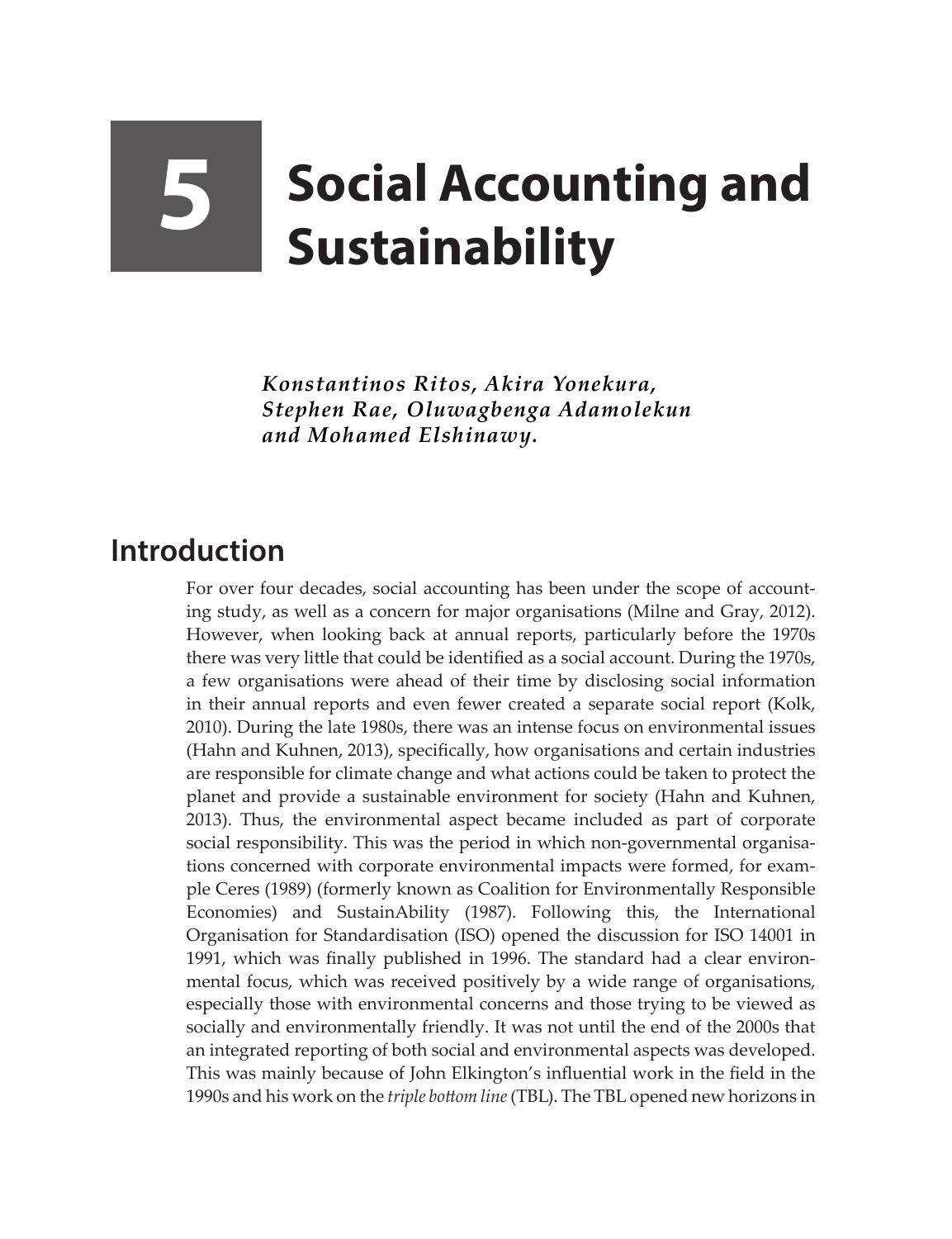# 5 Social Accounting and Sustainability

***Konstantinos Ritos, Akira Yonekura, Stephen Rae, Oluwagbenga Adamolekun and Mohamed Elshinawy.***

## Introduction

For over four decades, social accounting has been under the scope of accounting study, as well as a concern for major organisations (Milne and Gray, 2012). However, when looking back at annual reports, particularly before the 1970s there was very little that could be identified as a social account. During the 1970s, a few organisations were ahead of their time by disclosing social information in their annual reports and even fewer created a separate social report (Kolk, 2010). During the late 1980s, there was an intense focus on environmental issues (Hahn and Kuhnen, 2013), specifically, how organisations and certain industries are responsible for climate change and what actions could be taken to protect the planet and provide a sustainable environment for society (Hahn and Kuhnen, 2013). Thus, the environmental aspect became included as part of corporate social responsibility. This was the period in which non-governmental organisations concerned with corporate environmental impacts were formed, for example Ceres (1989) (formerly known as Coalition for Environmentally Responsible Economies) and SustainAbility (1987). Following this, the International Organisation for Standardisation (ISO) opened the discussion for ISO 14001 in 1991, which was finally published in 1996. The standard had a clear environmental focus, which was received positively by a wide range of organisations, especially those with environmental concerns and those trying to be viewed as socially and environmentally friendly. It was not until the end of the 2000s that an integrated reporting of both social and environmental aspects was developed. This was mainly because of John Elkington's influential work in the field in the 1990s and his work on the *triple bottom line* (TBL). The TBL opened new horizons in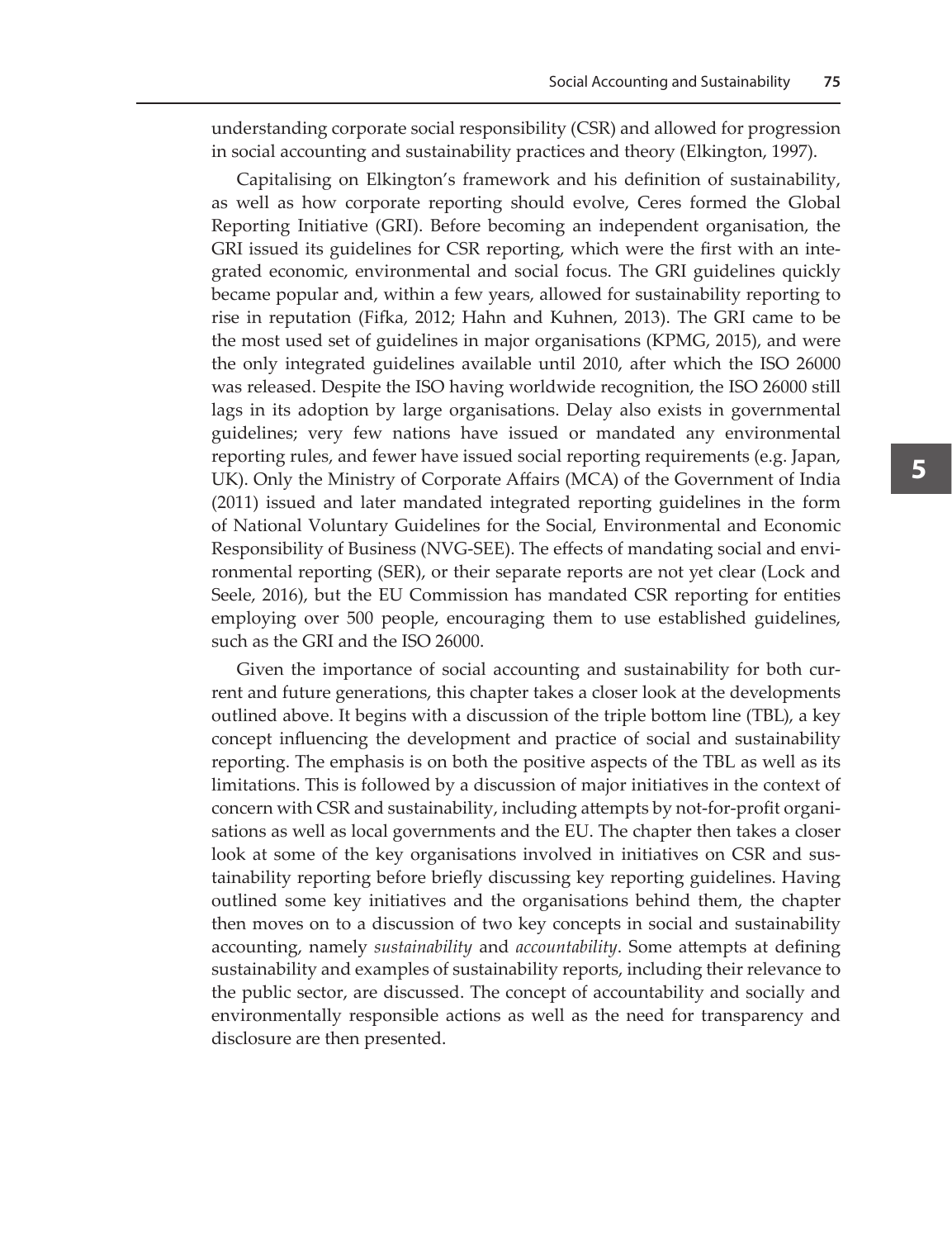understanding corporate social responsibility (CSR) and allowed for progression in social accounting and sustainability practices and theory (Elkington, 1997).

Capitalising on Elkington's framework and his definition of sustainability, as well as how corporate reporting should evolve, Ceres formed the Global Reporting Initiative (GRI). Before becoming an independent organisation, the GRI issued its guidelines for CSR reporting, which were the first with an integrated economic, environmental and social focus. The GRI guidelines quickly became popular and, within a few years, allowed for sustainability reporting to rise in reputation (Fifka, 2012; Hahn and Kuhnen, 2013). The GRI came to be the most used set of guidelines in major organisations (KPMG, 2015), and were the only integrated guidelines available until 2010, after which the ISO 26000 was released. Despite the ISO having worldwide recognition, the ISO 26000 still lags in its adoption by large organisations. Delay also exists in governmental guidelines; very few nations have issued or mandated any environmental reporting rules, and fewer have issued social reporting requirements (e.g. Japan, UK). Only the Ministry of Corporate Affairs (MCA) of the Government of India (2011) issued and later mandated integrated reporting guidelines in the form of National Voluntary Guidelines for the Social, Environmental and Economic Responsibility of Business (NVG-SEE). The effects of mandating social and environmental reporting (SER), or their separate reports are not yet clear (Lock and Seele, 2016), but the EU Commission has mandated CSR reporting for entities employing over 500 people, encouraging them to use established guidelines, such as the GRI and the ISO 26000.

Given the importance of social accounting and sustainability for both current and future generations, this chapter takes a closer look at the developments outlined above. It begins with a discussion of the triple bottom line (TBL), a key concept influencing the development and practice of social and sustainability reporting. The emphasis is on both the positive aspects of the TBL as well as its limitations. This is followed by a discussion of major initiatives in the context of concern with CSR and sustainability, including attempts by not-for-profit organisations as well as local governments and the EU. The chapter then takes a closer look at some of the key organisations involved in initiatives on CSR and sustainability reporting before briefly discussing key reporting guidelines. Having outlined some key initiatives and the organisations behind them, the chapter then moves on to a discussion of two key concepts in social and sustainability accounting, namely *sustainability* and *accountability*. Some attempts at defining sustainability and examples of sustainability reports, including their relevance to the public sector, are discussed. The concept of accountability and socially and environmentally responsible actions as well as the need for transparency and disclosure are then presented.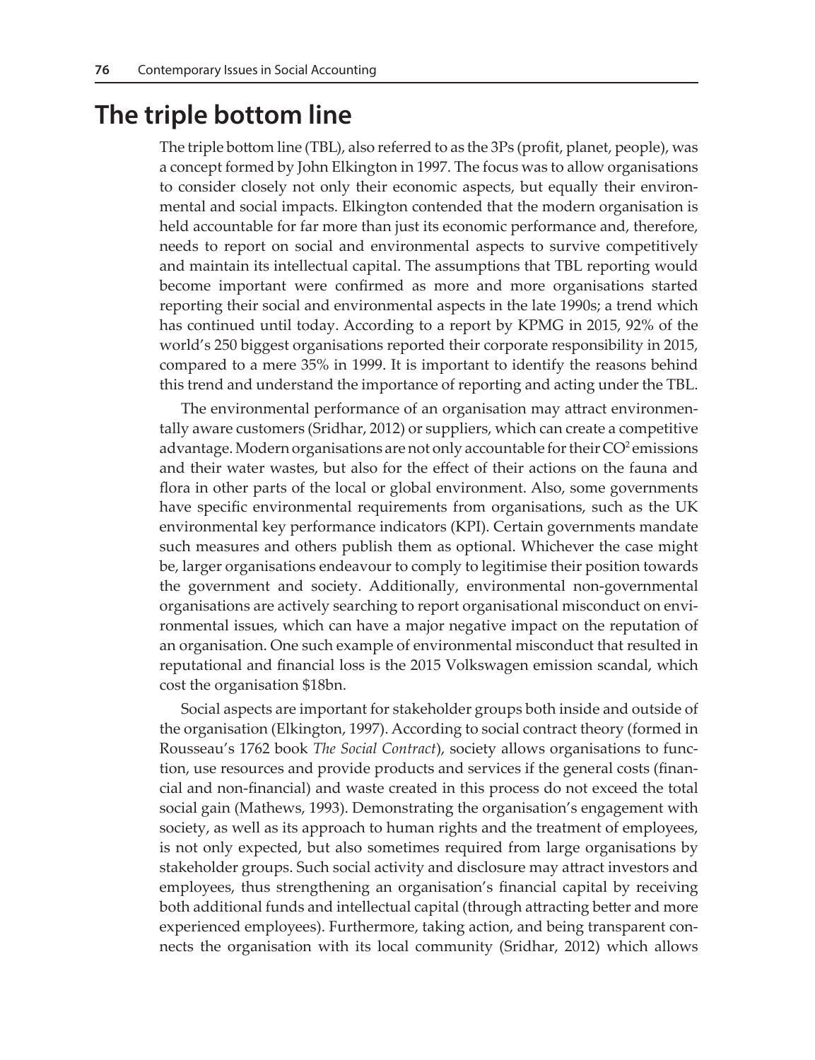# The triple bottom line

The triple bottom line (TBL), also referred to as the 3Ps (profit, planet, people), was a concept formed by John Elkington in 1997. The focus was to allow organisations to consider closely not only their economic aspects, but equally their environmental and social impacts. Elkington contended that the modern organisation is held accountable for far more than just its economic performance and, therefore, needs to report on social and environmental aspects to survive competitively and maintain its intellectual capital. The assumptions that TBL reporting would become important were confirmed as more and more organisations started reporting their social and environmental aspects in the late 1990s; a trend which has continued until today. According to a report by KPMG in 2015, 92% of the world's 250 biggest organisations reported their corporate responsibility in 2015, compared to a mere 35% in 1999. It is important to identify the reasons behind this trend and understand the importance of reporting and acting under the TBL.

The environmental performance of an organisation may attract environmentally aware customers (Sridhar, 2012) or suppliers, which can create a competitive advantage. Modern organisations are not only accountable for their $CO^2$ emissions and their water wastes, but also for the effect of their actions on the fauna and flora in other parts of the local or global environment. Also, some governments have specific environmental requirements from organisations, such as the UK environmental key performance indicators (KPI). Certain governments mandate such measures and others publish them as optional. Whichever the case might be, larger organisations endeavour to comply to legitimise their position towards the government and society. Additionally, environmental non-governmental organisations are actively searching to report organisational misconduct on environmental issues, which can have a major negative impact on the reputation of an organisation. One such example of environmental misconduct that resulted in reputational and financial loss is the 2015 Volkswagen emission scandal, which cost the organisation $18bn.

Social aspects are important for stakeholder groups both inside and outside of the organisation (Elkington, 1997). According to social contract theory (formed in Rousseau's 1762 book *The Social Contract*), society allows organisations to function, use resources and provide products and services if the general costs (financial and non-financial) and waste created in this process do not exceed the total social gain (Mathews, 1993). Demonstrating the organisation's engagement with society, as well as its approach to human rights and the treatment of employees, is not only expected, but also sometimes required from large organisations by stakeholder groups. Such social activity and disclosure may attract investors and employees, thus strengthening an organisation's financial capital by receiving both additional funds and intellectual capital (through attracting better and more experienced employees). Furthermore, taking action, and being transparent connects the organisation with its local community (Sridhar, 2012) which allows